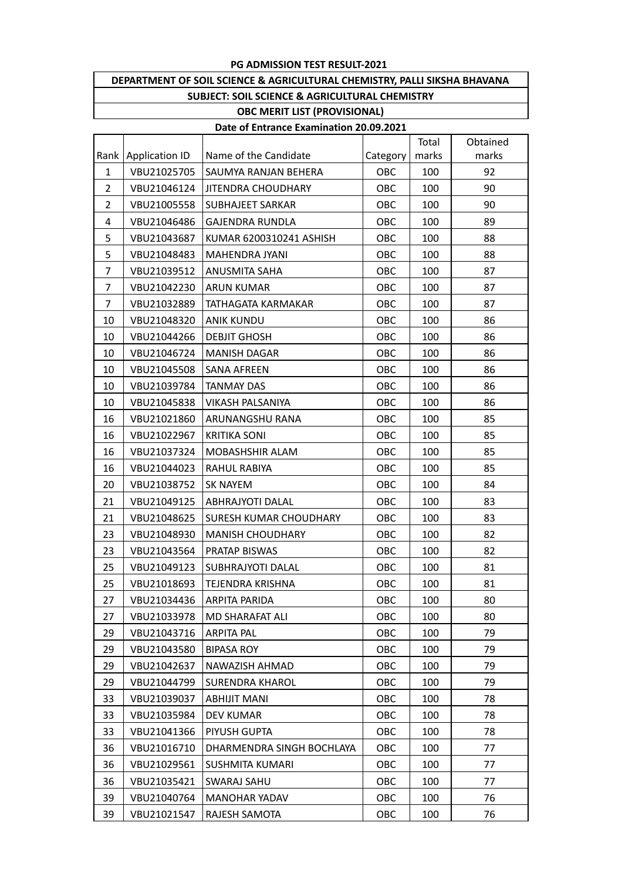**PG ADMISSION TEST RESULT-2021**

**DEPARTMENT OF SOIL SCIENCE & AGRICULTURAL CHEMISTRY, PALLI SIKSHA BHAVANA**

**SUBJECT: SOIL SCIENCE & AGRICULTURAL CHEMISTRY**

**OBC MERIT LIST (PROVISIONAL)**

**Date of Entrance Examination 20.09.2021**

| Rank | Application ID | Name of the Candidate | Category | Total marks | Obtained marks |
|---|---|---|---|---|---|
| 1 | VBU21025705 | SAUMYA RANJAN BEHERA | OBC | 100 | 92 |
| 2 | VBU21046124 | JITENDRA CHOUDHARY | OBC | 100 | 90 |
| 2 | VBU21005558 | SUBHAJEET SARKAR | OBC | 100 | 90 |
| 4 | VBU21046486 | GAJENDRA RUNDLA | OBC | 100 | 89 |
| 5 | VBU21043687 | KUMAR 6200310241 ASHISH | OBC | 100 | 88 |
| 5 | VBU21048483 | MAHENDRA JYANI | OBC | 100 | 88 |
| 7 | VBU21039512 | ANUSMITA SAHA | OBC | 100 | 87 |
| 7 | VBU21042230 | ARUN KUMAR | OBC | 100 | 87 |
| 7 | VBU21032889 | TATHAGATA KARMAKAR | OBC | 100 | 87 |
| 10 | VBU21048320 | ANIK KUNDU | OBC | 100 | 86 |
| 10 | VBU21044266 | DEBJIT GHOSH | OBC | 100 | 86 |
| 10 | VBU21046724 | MANISH DAGAR | OBC | 100 | 86 |
| 10 | VBU21045508 | SANA AFREEN | OBC | 100 | 86 |
| 10 | VBU21039784 | TANMAY DAS | OBC | 100 | 86 |
| 10 | VBU21045838 | VIKASH PALSANIYA | OBC | 100 | 86 |
| 16 | VBU21021860 | ARUNANGSHU RANA | OBC | 100 | 85 |
| 16 | VBU21022967 | KRITIKA SONI | OBC | 100 | 85 |
| 16 | VBU21037324 | MOBASHSHIR ALAM | OBC | 100 | 85 |
| 16 | VBU21044023 | RAHUL RABIYA | OBC | 100 | 85 |
| 20 | VBU21038752 | SK NAYEM | OBC | 100 | 84 |
| 21 | VBU21049125 | ABHRAJYOTI DALAL | OBC | 100 | 83 |
| 21 | VBU21048625 | SURESH KUMAR CHOUDHARY | OBC | 100 | 83 |
| 23 | VBU21048930 | MANISH CHOUDHARY | OBC | 100 | 82 |
| 23 | VBU21043564 | PRATAP BISWAS | OBC | 100 | 82 |
| 25 | VBU21049123 | SUBHRAJYOTI DALAL | OBC | 100 | 81 |
| 25 | VBU21018693 | TEJENDRA KRISHNA | OBC | 100 | 81 |
| 27 | VBU21034436 | ARPITA PARIDA | OBC | 100 | 80 |
| 27 | VBU21033978 | MD SHARAFAT ALI | OBC | 100 | 80 |
| 29 | VBU21043716 | ARPITA PAL | OBC | 100 | 79 |
| 29 | VBU21043580 | BIPASA ROY | OBC | 100 | 79 |
| 29 | VBU21042637 | NAWAZISH AHMAD | OBC | 100 | 79 |
| 29 | VBU21044799 | SURENDRA KHAROL | OBC | 100 | 79 |
| 33 | VBU21039037 | ABHIJIT MANI | OBC | 100 | 78 |
| 33 | VBU21035984 | DEV KUMAR | OBC | 100 | 78 |
| 33 | VBU21041366 | PIYUSH GUPTA | OBC | 100 | 78 |
| 36 | VBU21016710 | DHARMENDRA SINGH BOCHLAYA | OBC | 100 | 77 |
| 36 | VBU21029561 | SUSHMITA KUMARI | OBC | 100 | 77 |
| 36 | VBU21035421 | SWARAJ SAHU | OBC | 100 | 77 |
| 39 | VBU21040764 | MANOHAR YADAV | OBC | 100 | 76 |
| 39 | VBU21021547 | RAJESH SAMOTA | OBC | 100 | 76 |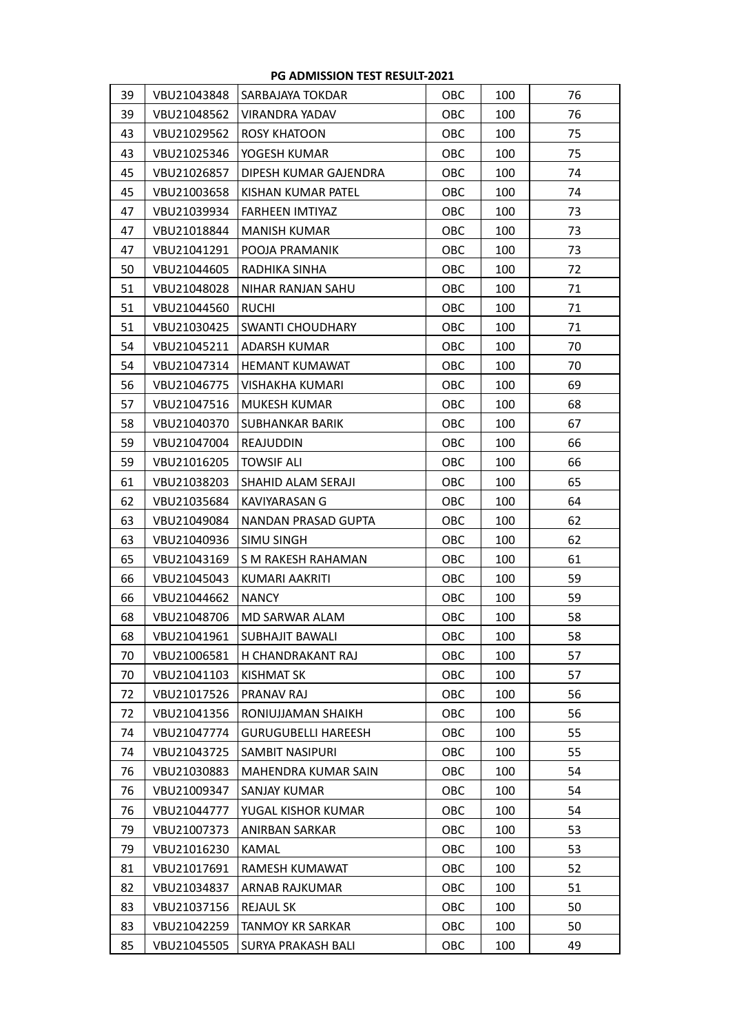**PG ADMISSION TEST RESULT-2021**

| | | | | | |
|---|---|---|---|---|---|
| 39 | VBU21043848 | SARBAJAYA TOKDAR | OBC | 100 | 76 |
| 39 | VBU21048562 | VIRANDRA YADAV | OBC | 100 | 76 |
| 43 | VBU21029562 | ROSY KHATOON | OBC | 100 | 75 |
| 43 | VBU21025346 | YOGESH KUMAR | OBC | 100 | 75 |
| 45 | VBU21026857 | DIPESH KUMAR GAJENDRA | OBC | 100 | 74 |
| 45 | VBU21003658 | KISHAN KUMAR PATEL | OBC | 100 | 74 |
| 47 | VBU21039934 | FARHEEN IMTIYAZ | OBC | 100 | 73 |
| 47 | VBU21018844 | MANISH KUMAR | OBC | 100 | 73 |
| 47 | VBU21041291 | POOJA PRAMANIK | OBC | 100 | 73 |
| 50 | VBU21044605 | RADHIKA SINHA | OBC | 100 | 72 |
| 51 | VBU21048028 | NIHAR RANJAN SAHU | OBC | 100 | 71 |
| 51 | VBU21044560 | RUCHI | OBC | 100 | 71 |
| 51 | VBU21030425 | SWANTI CHOUDHARY | OBC | 100 | 71 |
| 54 | VBU21045211 | ADARSH KUMAR | OBC | 100 | 70 |
| 54 | VBU21047314 | HEMANT KUMAWAT | OBC | 100 | 70 |
| 56 | VBU21046775 | VISHAKHA KUMARI | OBC | 100 | 69 |
| 57 | VBU21047516 | MUKESH KUMAR | OBC | 100 | 68 |
| 58 | VBU21040370 | SUBHANKAR BARIK | OBC | 100 | 67 |
| 59 | VBU21047004 | REAJUDDIN | OBC | 100 | 66 |
| 59 | VBU21016205 | TOWSIF ALI | OBC | 100 | 66 |
| 61 | VBU21038203 | SHAHID ALAM SERAJI | OBC | 100 | 65 |
| 62 | VBU21035684 | KAVIYARASAN G | OBC | 100 | 64 |
| 63 | VBU21049084 | NANDAN PRASAD GUPTA | OBC | 100 | 62 |
| 63 | VBU21040936 | SIMU SINGH | OBC | 100 | 62 |
| 65 | VBU21043169 | S M RAKESH RAHAMAN | OBC | 100 | 61 |
| 66 | VBU21045043 | KUMARI AAKRITI | OBC | 100 | 59 |
| 66 | VBU21044662 | NANCY | OBC | 100 | 59 |
| 68 | VBU21048706 | MD SARWAR ALAM | OBC | 100 | 58 |
| 68 | VBU21041961 | SUBHAJIT BAWALI | OBC | 100 | 58 |
| 70 | VBU21006581 | H CHANDRAKANT RAJ | OBC | 100 | 57 |
| 70 | VBU21041103 | KISHMAT SK | OBC | 100 | 57 |
| 72 | VBU21017526 | PRANAV RAJ | OBC | 100 | 56 |
| 72 | VBU21041356 | RONIUJJAMAN SHAIKH | OBC | 100 | 56 |
| 74 | VBU21047774 | GURUGUBELLI HAREESH | OBC | 100 | 55 |
| 74 | VBU21043725 | SAMBIT NASIPURI | OBC | 100 | 55 |
| 76 | VBU21030883 | MAHENDRA KUMAR SAIN | OBC | 100 | 54 |
| 76 | VBU21009347 | SANJAY KUMAR | OBC | 100 | 54 |
| 76 | VBU21044777 | YUGAL KISHOR KUMAR | OBC | 100 | 54 |
| 79 | VBU21007373 | ANIRBAN SARKAR | OBC | 100 | 53 |
| 79 | VBU21016230 | KAMAL | OBC | 100 | 53 |
| 81 | VBU21017691 | RAMESH KUMAWAT | OBC | 100 | 52 |
| 82 | VBU21034837 | ARNAB RAJKUMAR | OBC | 100 | 51 |
| 83 | VBU21037156 | REJAUL SK | OBC | 100 | 50 |
| 83 | VBU21042259 | TANMOY KR SARKAR | OBC | 100 | 50 |
| 85 | VBU21045505 | SURYA PRAKASH BALI | OBC | 100 | 49 |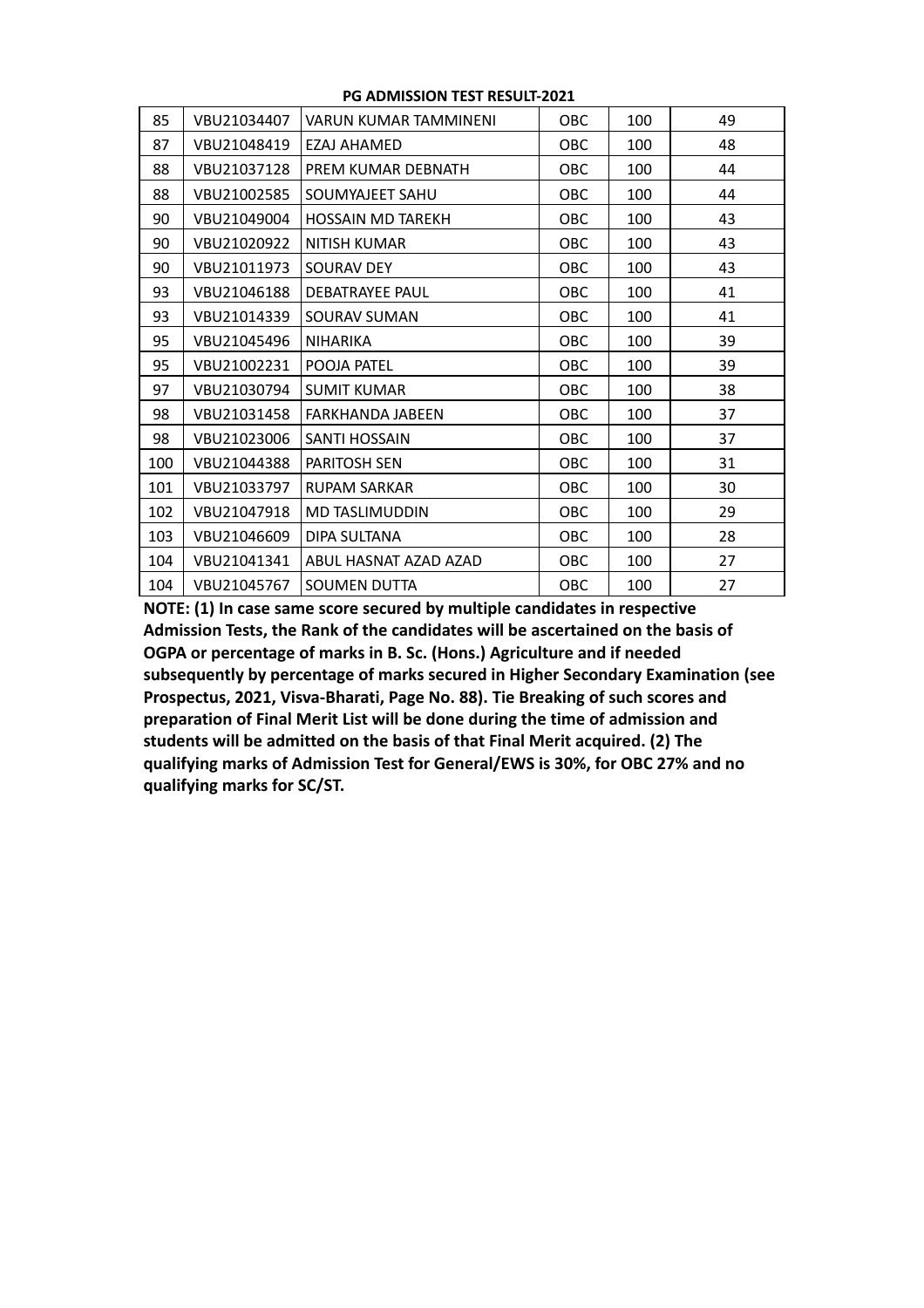**PG ADMISSION TEST RESULT-2021**

| | | | | | |
|---|---|---|---|---|---|
| 85 | VBU21034407 | VARUN KUMAR TAMMINENI | OBC | 100 | 49 |
| 87 | VBU21048419 | EZAJ AHAMED | OBC | 100 | 48 |
| 88 | VBU21037128 | PREM KUMAR DEBNATH | OBC | 100 | 44 |
| 88 | VBU21002585 | SOUMYAJEET SAHU | OBC | 100 | 44 |
| 90 | VBU21049004 | HOSSAIN MD TAREKH | OBC | 100 | 43 |
| 90 | VBU21020922 | NITISH KUMAR | OBC | 100 | 43 |
| 90 | VBU21011973 | SOURAV DEY | OBC | 100 | 43 |
| 93 | VBU21046188 | DEBATRAYEE PAUL | OBC | 100 | 41 |
| 93 | VBU21014339 | SOURAV SUMAN | OBC | 100 | 41 |
| 95 | VBU21045496 | NIHARIKA | OBC | 100 | 39 |
| 95 | VBU21002231 | POOJA PATEL | OBC | 100 | 39 |
| 97 | VBU21030794 | SUMIT KUMAR | OBC | 100 | 38 |
| 98 | VBU21031458 | FARKHANDA JABEEN | OBC | 100 | 37 |
| 98 | VBU21023006 | SANTI HOSSAIN | OBC | 100 | 37 |
| 100 | VBU21044388 | PARITOSH SEN | OBC | 100 | 31 |
| 101 | VBU21033797 | RUPAM SARKAR | OBC | 100 | 30 |
| 102 | VBU21047918 | MD TASLIMUDDIN | OBC | 100 | 29 |
| 103 | VBU21046609 | DIPA SULTANA | OBC | 100 | 28 |
| 104 | VBU21041341 | ABUL HASNAT AZAD AZAD | OBC | 100 | 27 |
| 104 | VBU21045767 | SOUMEN DUTTA | OBC | 100 | 27 |

**NOTE: (1) In case same score secured by multiple candidates in respective Admission Tests, the Rank of the candidates will be ascertained on the basis of OGPA or percentage of marks in B. Sc. (Hons.) Agriculture and if needed subsequently by percentage of marks secured in Higher Secondary Examination (see Prospectus, 2021, Visva-Bharati, Page No. 88). Tie Breaking of such scores and preparation of Final Merit List will be done during the time of admission and students will be admitted on the basis of that Final Merit acquired. (2) The qualifying marks of Admission Test for General/EWS is 30%, for OBC 27% and no qualifying marks for SC/ST.**